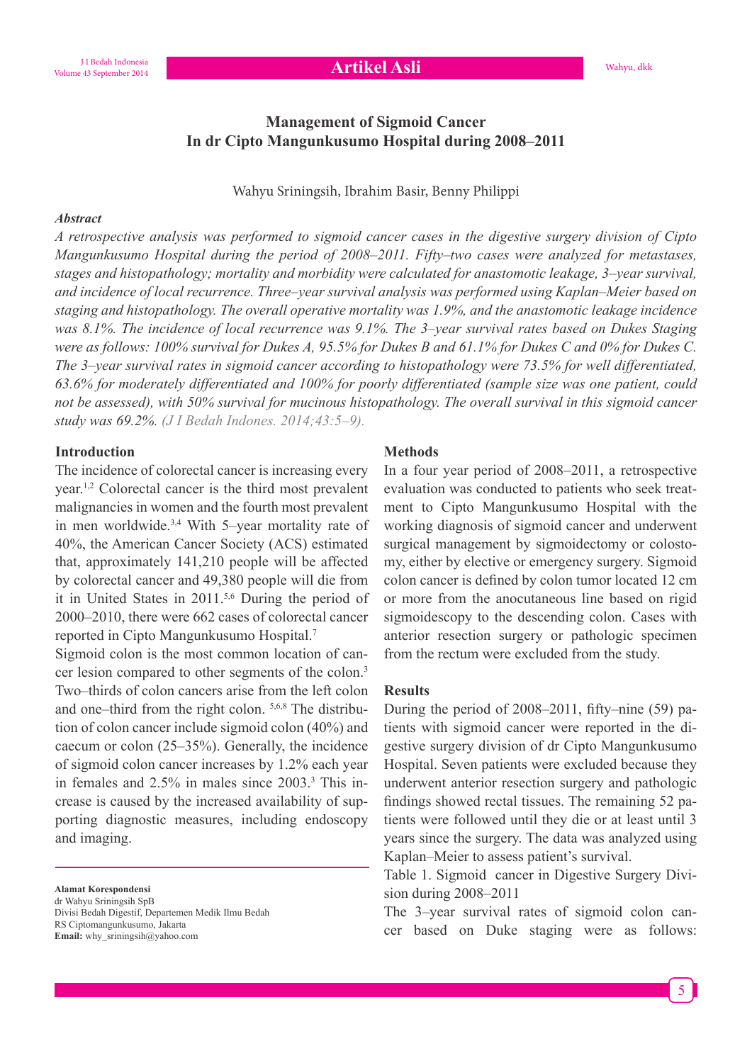# Management of Sigmoid Cancer In dr Cipto Mangunkusumo Hospital during 2008–2011

Wahyu Sriningsih, Ibrahim Basir, Benny Philippi

***Abstract***

*A retrospective analysis was performed to sigmoid cancer cases in the digestive surgery division of Cipto Mangunkusumo Hospital during the period of 2008–2011. Fifty–two cases were analyzed for metastases, stages and histopathology; mortality and morbidity were calculated for anastomotic leakage, 3–year survival, and incidence of local recurrence. Three–year survival analysis was performed using Kaplan–Meier based on staging and histopathology. The overall operative mortality was 1.9%, and the anastomotic leakage incidence was 8.1%. The incidence of local recurrence was 9.1%. The 3–year survival rates based on Dukes Staging were as follows: 100% survival for Dukes A, 95.5% for Dukes B and 61.1% for Dukes C and 0% for Dukes C. The 3–year survival rates in sigmoid cancer according to histopathology were 73.5% for well differentiated, 63.6% for moderately differentiated and 100% for poorly differentiated (sample size was one patient, could not be assessed), with 50% survival for mucinous histopathology. The overall survival in this sigmoid cancer study was 69.2%.* (J I Bedah Indones. 2014;43:5–9).

## Introduction

The incidence of colorectal cancer is increasing every year.[1,2] Colorectal cancer is the third most prevalent malignancies in women and the fourth most prevalent in men worldwide.[3,4] With 5–year mortality rate of 40%, the American Cancer Society (ACS) estimated that, approximately 141,210 people will be affected by colorectal cancer and 49,380 people will die from it in United States in 2011.[5,6] During the period of 2000–2010, there were 662 cases of colorectal cancer reported in Cipto Mangunkusumo Hospital.[7]

Sigmoid colon is the most common location of cancer lesion compared to other segments of the colon.[3] Two–thirds of colon cancers arise from the left colon and one–third from the right colon. [5,6,8] The distribution of colon cancer include sigmoid colon (40%) and caecum or colon (25–35%). Generally, the incidence of sigmoid colon cancer increases by 1.2% each year in females and 2.5% in males since 2003.[3] This increase is caused by the increased availability of supporting diagnostic measures, including endoscopy and imaging.

**Alamat Korespondensi**
dr Wahyu Sriningsih SpB
Divisi Bedah Digestif, Departemen Medik Ilmu Bedah
RS Ciptomangunkusumo, Jakarta
**Email:** why_sriningsih@yahoo.com

## Methods

In a four year period of 2008–2011, a retrospective evaluation was conducted to patients who seek treatment to Cipto Mangunkusumo Hospital with the working diagnosis of sigmoid cancer and underwent surgical management by sigmoidectomy or colostomy, either by elective or emergency surgery. Sigmoid colon cancer is defined by colon tumor located 12 cm or more from the anocutaneous line based on rigid sigmoidescopy to the descending colon. Cases with anterior resection surgery or pathologic specimen from the rectum were excluded from the study.

## Results

During the period of 2008–2011, fifty–nine (59) patients with sigmoid cancer were reported in the digestive surgery division of dr Cipto Mangunkusumo Hospital. Seven patients were excluded because they underwent anterior resection surgery and pathologic findings showed rectal tissues. The remaining 52 patients were followed until they die or at least until 3 years since the surgery. The data was analyzed using Kaplan–Meier to assess patient's survival.

Table 1. Sigmoid cancer in Digestive Surgery Division during 2008–2011

The 3–year survival rates of sigmoid colon cancer based on Duke staging were as follows: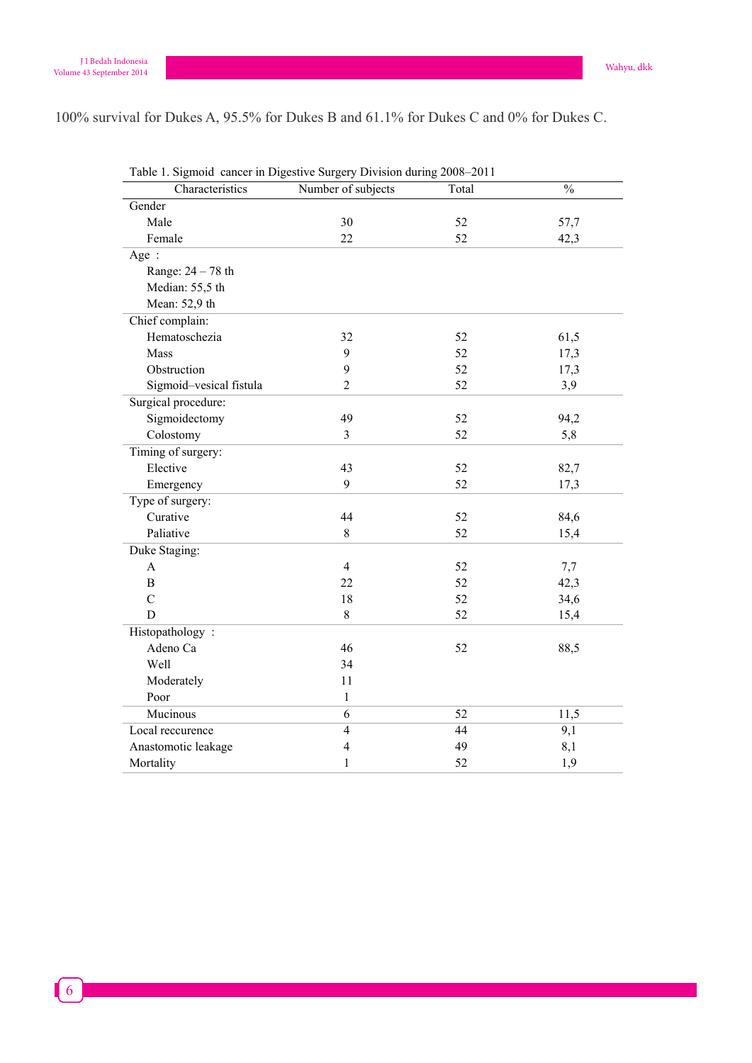100% survival for Dukes A, 95.5% for Dukes B and 61.1% for Dukes C and 0% for Dukes C.

Table 1. Sigmoid cancer in Digestive Surgery Division during 2008–2011

| Characteristics | Number of subjects | Total | % |
|---|---|---|---|
| Gender | | | |
| Male | 30 | 52 | 57,7 |
| Female | 22 | 52 | 42,3 |
| Age : | | | |
| Range: 24 – 78 th | | | |
| Median: 55,5 th | | | |
| Mean: 52,9 th | | | |
| Chief complain: | | | |
| Hematoschezia | 32 | 52 | 61,5 |
| Mass | 9 | 52 | 17,3 |
| Obstruction | 9 | 52 | 17,3 |
| Sigmoid–vesical fistula | 2 | 52 | 3,9 |
| Surgical procedure: | | | |
| Sigmoidectomy | 49 | 52 | 94,2 |
| Colostomy | 3 | 52 | 5,8 |
| Timing of surgery: | | | |
| Elective | 43 | 52 | 82,7 |
| Emergency | 9 | 52 | 17,3 |
| Type of surgery: | | | |
| Curative | 44 | 52 | 84,6 |
| Paliative | 8 | 52 | 15,4 |
| Duke Staging: | | | |
| A | 4 | 52 | 7,7 |
| B | 22 | 52 | 42,3 |
| C | 18 | 52 | 34,6 |
| D | 8 | 52 | 15,4 |
| Histopathology : | | | |
| Adeno Ca | 46 | 52 | 88,5 |
| Well | 34 | | |
| Moderately | 11 | | |
| Poor | 1 | | |
| Mucinous | 6 | 52 | 11,5 |
| Local reccurence | 4 | 44 | 9,1 |
| Anastomotic leakage | 4 | 49 | 8,1 |
| Mortality | 1 | 52 | 1,9 |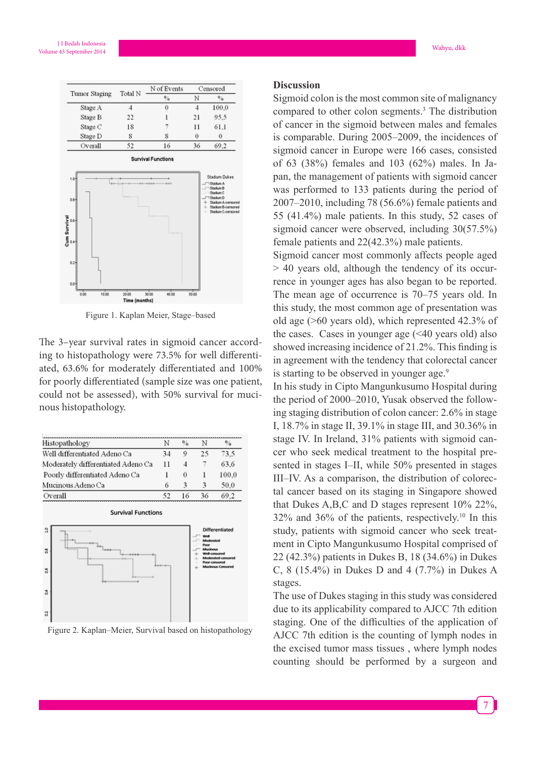| Tumor Staging | Total N | N of Events | Censored | |
|---|---|---|---|---|
| | | % | N | % |
| Stage A | 4 | 0 | 4 | 100,0 |
| Stage B | 22 | 1 | 21 | 95,5 |
| Stage C | 18 | 7 | 11 | 61,1 |
| Stage D | 8 | 8 | 0 | 0 |
| Overall | 52 | 16 | 36 | 69,2 |

Figure 1. Kaplan Meier, Stage–based

The 3–year survival rates in sigmoid cancer according to histopathology were 73.5% for well differentiated, 63.6% for moderately differentiated and 100% for poorly differentiated (sample size was one patient, could not be assessed), with 50% survival for mucinous histopathology.

| Histopathology | N | % | N | % |
|---|---|---|---|---|
| Well differentiated Adeno Ca | 34 | 9 | 25 | 73,5 |
| Moderately differentiated Adeno Ca | 11 | 4 | 7 | 63,6 |
| Poorly differentiated Adeno Ca | 1 | 0 | 1 | 100,0 |
| Mucinous Adeno Ca | 6 | 3 | 3 | 50,0 |
| Overall | 52 | 16 | 36 | 69,2 |

Figure 2. Kaplan–Meier, Survival based on histopathology

## Discussion

Sigmoid colon is the most common site of malignancy compared to other colon segments.[3] The distribution of cancer in the sigmoid between males and females is comparable. During 2005–2009, the incidences of sigmoid cancer in Europe were 166 cases, consisted of 63 (38%) females and 103 (62%) males. In Japan, the management of patients with sigmoid cancer was performed to 133 patients during the period of 2007–2010, including 78 (56.6%) female patients and 55 (41.4%) male patients. In this study, 52 cases of sigmoid cancer were observed, including 30(57.5%) female patients and 22(42.3%) male patients.

Sigmoid cancer most commonly affects people aged > 40 years old, although the tendency of its occurrence in younger ages has also began to be reported. The mean age of occurrence is 70–75 years old. In this study, the most common age of presentation was old age (>60 years old), which represented 42.3% of the cases. Cases in younger age (<40 years old) also showed increasing incidence of 21.2%. This finding is in agreement with the tendency that colorectal cancer is starting to be observed in younger age.[9]

In his study in Cipto Mangunkusumo Hospital during the period of 2000–2010, Yusak observed the following staging distribution of colon cancer: 2.6% in stage I, 18.7% in stage II, 39.1% in stage III, and 30.36% in stage IV. In Ireland, 31% patients with sigmoid cancer who seek medical treatment to the hospital presented in stages I–II, while 50% presented in stages III–IV. As a comparison, the distribution of colorectal cancer based on its staging in Singapore showed that Dukes A,B,C and D stages represent 10% 22%, 32% and 36% of the patients, respectively.[10] In this study, patients with sigmoid cancer who seek treatment in Cipto Mangunkusumo Hospital comprised of 22 (42.3%) patients in Dukes B, 18 (34.6%) in Dukes C, 8 (15.4%) in Dukes D and 4 (7.7%) in Dukes A stages.

The use of Dukes staging in this study was considered due to its applicability compared to AJCC 7th edition staging. One of the difficulties of the application of AJCC 7th edition is the counting of lymph nodes in the excised tumor mass tissues , where lymph nodes counting should be performed by a surgeon and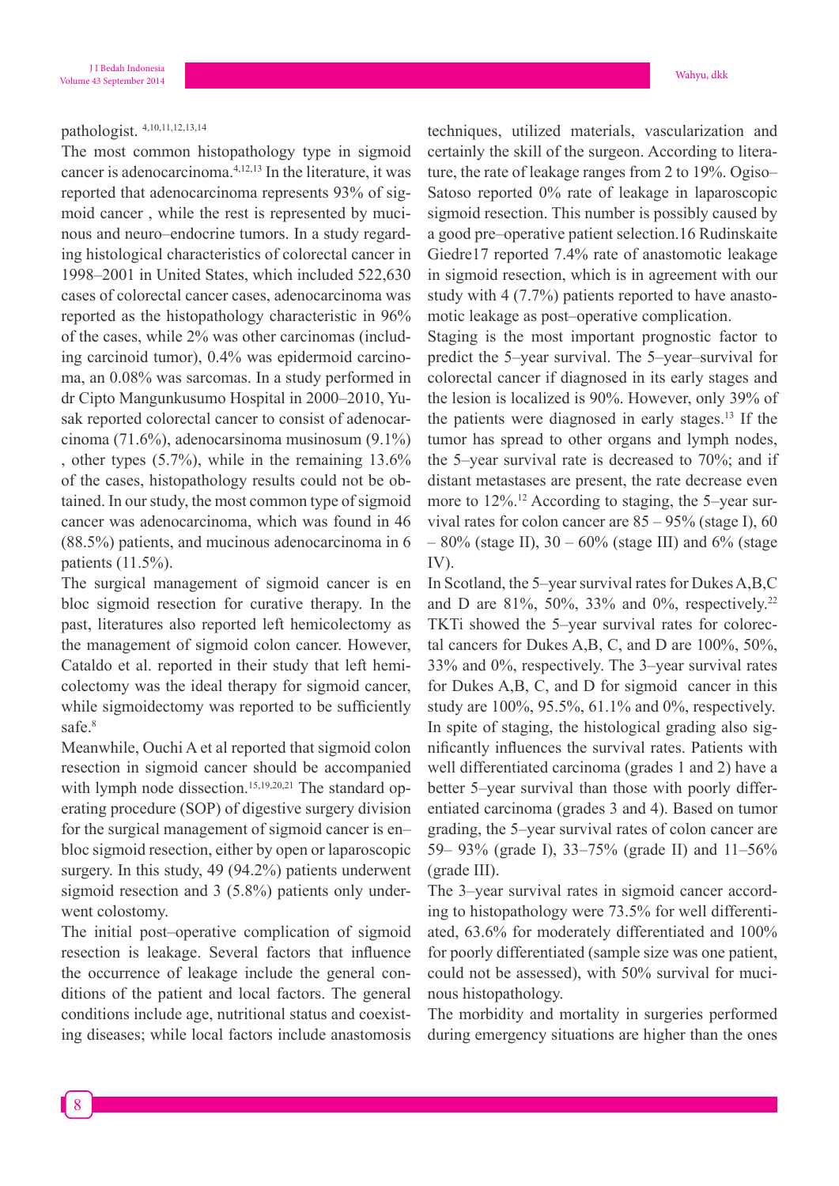pathologist. [4,10,11,12,13,14]

The most common histopathology type in sigmoid cancer is adenocarcinoma.[4,12,13] In the literature, it was reported that adenocarcinoma represents 93% of sigmoid cancer , while the rest is represented by mucinous and neuro–endocrine tumors. In a study regarding histological characteristics of colorectal cancer in 1998–2001 in United States, which included 522,630 cases of colorectal cancer cases, adenocarcinoma was reported as the histopathology characteristic in 96% of the cases, while 2% was other carcinomas (including carcinoid tumor), 0.4% was epidermoid carcinoma, an 0.08% was sarcomas. In a study performed in dr Cipto Mangunkusumo Hospital in 2000–2010, Yusak reported colorectal cancer to consist of adenocarcinoma (71.6%), adenocarsinoma musinosum (9.1%) , other types (5.7%), while in the remaining 13.6% of the cases, histopathology results could not be obtained. In our study, the most common type of sigmoid cancer was adenocarcinoma, which was found in 46 (88.5%) patients, and mucinous adenocarcinoma in 6 patients (11.5%).

The surgical management of sigmoid cancer is en bloc sigmoid resection for curative therapy. In the past, literatures also reported left hemicolectomy as the management of sigmoid colon cancer. However, Cataldo et al. reported in their study that left hemicolectomy was the ideal therapy for sigmoid cancer, while sigmoidectomy was reported to be sufficiently safe.[8]

Meanwhile, Ouchi A et al reported that sigmoid colon resection in sigmoid cancer should be accompanied with lymph node dissection.[15,19,20,21] The standard operating procedure (SOP) of digestive surgery division for the surgical management of sigmoid cancer is en–bloc sigmoid resection, either by open or laparoscopic surgery. In this study, 49 (94.2%) patients underwent sigmoid resection and 3 (5.8%) patients only underwent colostomy.

The initial post–operative complication of sigmoid resection is leakage. Several factors that influence the occurrence of leakage include the general conditions of the patient and local factors. The general conditions include age, nutritional status and coexisting diseases; while local factors include anastomosis techniques, utilized materials, vascularization and certainly the skill of the surgeon. According to literature, the rate of leakage ranges from 2 to 19%. Ogiso–Satoso reported 0% rate of leakage in laparoscopic sigmoid resection. This number is possibly caused by a good pre–operative patient selection.16 Rudinskaite Giedre17 reported 7.4% rate of anastomotic leakage in sigmoid resection, which is in agreement with our study with 4 (7.7%) patients reported to have anastomotic leakage as post–operative complication.

Staging is the most important prognostic factor to predict the 5–year survival. The 5–year–survival for colorectal cancer if diagnosed in its early stages and the lesion is localized is 90%. However, only 39% of the patients were diagnosed in early stages.[13] If the tumor has spread to other organs and lymph nodes, the 5–year survival rate is decreased to 70%; and if distant metastases are present, the rate decrease even more to 12%.[12] According to staging, the 5–year survival rates for colon cancer are 85 – 95% (stage I), 60 – 80% (stage II), 30 – 60% (stage III) and 6% (stage IV).

In Scotland, the 5–year survival rates for Dukes A,B,C and D are 81%, 50%, 33% and 0%, respectively.[22] TKTi showed the 5–year survival rates for colorectal cancers for Dukes A,B, C, and D are 100%, 50%, 33% and 0%, respectively. The 3–year survival rates for Dukes A,B, C, and D for sigmoid cancer in this study are 100%, 95.5%, 61.1% and 0%, respectively.

In spite of staging, the histological grading also significantly influences the survival rates. Patients with well differentiated carcinoma (grades 1 and 2) have a better 5–year survival than those with poorly differentiated carcinoma (grades 3 and 4). Based on tumor grading, the 5–year survival rates of colon cancer are 59– 93% (grade I), 33–75% (grade II) and 11–56% (grade III).

The 3–year survival rates in sigmoid cancer according to histopathology were 73.5% for well differentiated, 63.6% for moderately differentiated and 100% for poorly differentiated (sample size was one patient, could not be assessed), with 50% survival for mucinous histopathology.

The morbidity and mortality in surgeries performed during emergency situations are higher than the ones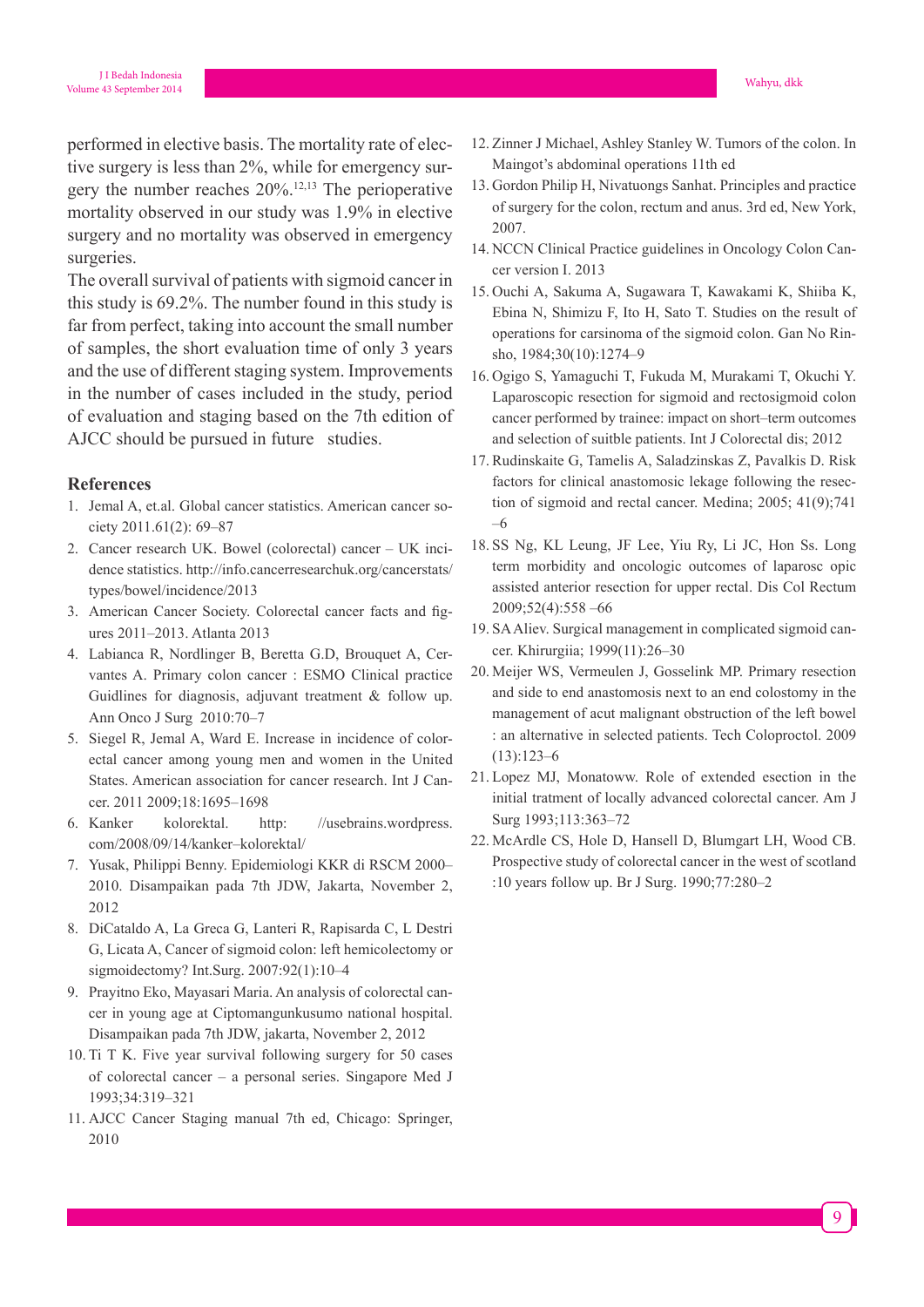performed in elective basis. The mortality rate of elective surgery is less than 2%, while for emergency surgery the number reaches 20%.[12,13] The perioperative mortality observed in our study was 1.9% in elective surgery and no mortality was observed in emergency surgeries.

The overall survival of patients with sigmoid cancer in this study is 69.2%. The number found in this study is far from perfect, taking into account the small number of samples, the short evaluation time of only 3 years and the use of different staging system. Improvements in the number of cases included in the study, period of evaluation and staging based on the 7th edition of AJCC should be pursued in future studies.

## References

1. Jemal A, et.al. Global cancer statistics. American cancer society 2011.61(2): 69–87
2. Cancer research UK. Bowel (colorectal) cancer – UK incidence statistics. http://info.cancerresearchuk.org/cancerstats/types/bowel/incidence/2013
3. American Cancer Society. Colorectal cancer facts and figures 2011–2013. Atlanta 2013
4. Labianca R, Nordlinger B, Beretta G.D, Brouquet A, Cervantes A. Primary colon cancer : ESMO Clinical practice Guidlines for diagnosis, adjuvant treatment & follow up. Ann Onco J Surg 2010:70–7
5. Siegel R, Jemal A, Ward E. Increase in incidence of colorectal cancer among young men and women in the United States. American association for cancer research. Int J Cancer. 2011 2009;18:1695–1698
6. Kanker kolorektal. http: //usebrains.wordpress.com/2008/09/14/kanker–kolorektal/
7. Yusak, Philippi Benny. Epidemiologi KKR di RSCM 2000–2010. Disampaikan pada 7th JDW, Jakarta, November 2, 2012
8. DiCataldo A, La Greca G, Lanteri R, Rapisarda C, L Destri G, Licata A, Cancer of sigmoid colon: left hemicolectomy or sigmoidectomy? Int.Surg. 2007:92(1):10–4
9. Prayitno Eko, Mayasari Maria. An analysis of colorectal cancer in young age at Ciptomangunkusumo national hospital. Disampaikan pada 7th JDW, jakarta, November 2, 2012
10. Ti T K. Five year survival following surgery for 50 cases of colorectal cancer – a personal series. Singapore Med J 1993;34:319–321
11. AJCC Cancer Staging manual 7th ed, Chicago: Springer, 2010
12. Zinner J Michael, Ashley Stanley W. Tumors of the colon. In Maingot's abdominal operations 11th ed
13. Gordon Philip H, Nivatuongs Sanhat. Principles and practice of surgery for the colon, rectum and anus. 3rd ed, New York, 2007.
14. NCCN Clinical Practice guidelines in Oncology Colon Cancer version I. 2013
15. Ouchi A, Sakuma A, Sugawara T, Kawakami K, Shiiba K, Ebina N, Shimizu F, Ito H, Sato T. Studies on the result of operations for carsinoma of the sigmoid colon. Gan No Rinsho, 1984;30(10):1274–9
16. Ogigo S, Yamaguchi T, Fukuda M, Murakami T, Okuchi Y. Laparoscopic resection for sigmoid and rectosigmoid colon cancer performed by trainee: impact on short–term outcomes and selection of suitble patients. Int J Colorectal dis; 2012
17. Rudinskaite G, Tamelis A, Saladzinskas Z, Pavalkis D. Risk factors for clinical anastomosic lekage following the resection of sigmoid and rectal cancer. Medina; 2005; 41(9);741–6
18. SS Ng, KL Leung, JF Lee, Yiu Ry, Li JC, Hon Ss. Long term morbidity and oncologic outcomes of laparosc opic assisted anterior resection for upper rectal. Dis Col Rectum 2009;52(4):558 –66
19. SA Aliev. Surgical management in complicated sigmoid cancer. Khirurgiia; 1999(11):26–30
20. Meijer WS, Vermeulen J, Gosselink MP. Primary resection and side to end anastomosis next to an end colostomy in the management of acut malignant obstruction of the left bowel : an alternative in selected patients. Tech Coloproctol. 2009 (13):123–6
21. Lopez MJ, Monatoww. Role of extended esection in the initial tratment of locally advanced colorectal cancer. Am J Surg 1993;113:363–72
22. McArdle CS, Hole D, Hansell D, Blumgart LH, Wood CB. Prospective study of colorectal cancer in the west of scotland :10 years follow up. Br J Surg. 1990;77:280–2